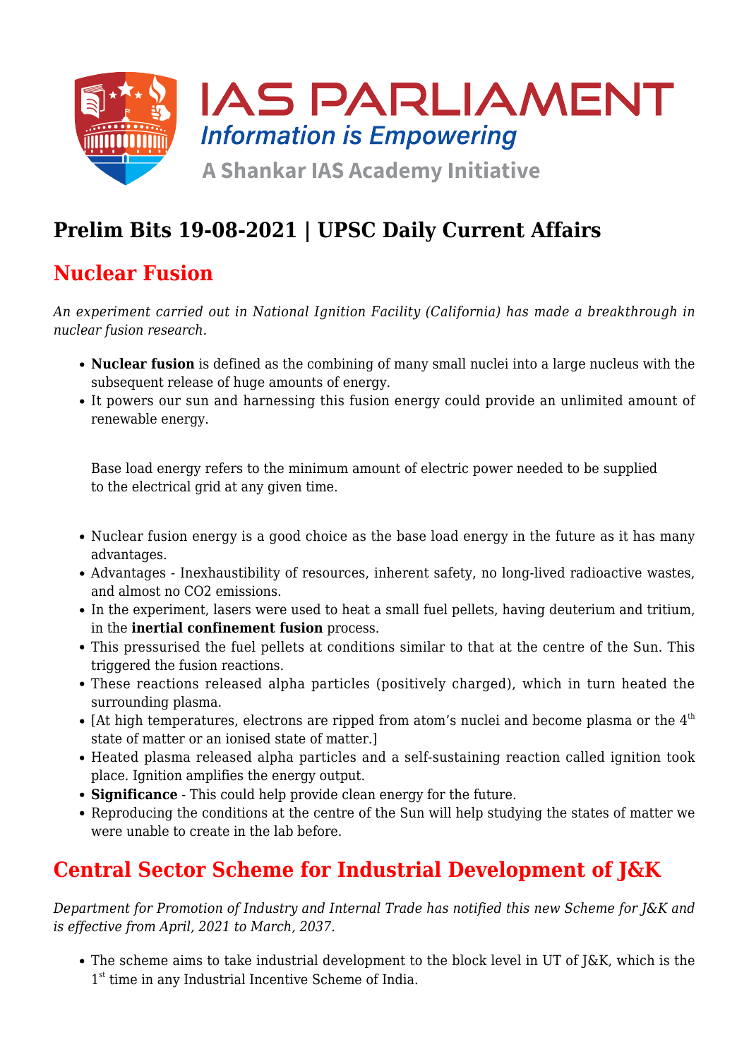# Prelim Bits 19-08-2021 | UPSC Daily Current Affairs

## Nuclear Fusion

*An experiment carried out in National Ignition Facility (California) has made a breakthrough in nuclear fusion research.*

- **Nuclear fusion** is defined as the combining of many small nuclei into a large nucleus with the subsequent release of huge amounts of energy.
- It powers our sun and harnessing this fusion energy could provide an unlimited amount of renewable energy.

Base load energy refers to the minimum amount of electric power needed to be supplied to the electrical grid at any given time.

- Nuclear fusion energy is a good choice as the base load energy in the future as it has many advantages.
- Advantages - Inexhaustibility of resources, inherent safety, no long-lived radioactive wastes, and almost no $CO_2$ emissions.
- In the experiment, lasers were used to heat a small fuel pellets, having deuterium and tritium, in the **inertial confinement fusion** process.
- This pressurised the fuel pellets at conditions similar to that at the centre of the Sun. This triggered the fusion reactions.
- These reactions released alpha particles (positively charged), which in turn heated the surrounding plasma.
- [At high temperatures, electrons are ripped from atom's nuclei and become plasma or the 4th state of matter or an ionised state of matter.]
- Heated plasma released alpha particles and a self-sustaining reaction called ignition took place. Ignition amplifies the energy output.
- **Significance** - This could help provide clean energy for the future.
- Reproducing the conditions at the centre of the Sun will help studying the states of matter we were unable to create in the lab before.

## Central Sector Scheme for Industrial Development of J&K

*Department for Promotion of Industry and Internal Trade has notified this new Scheme for J&K and is effective from April, 2021 to March, 2037.*

- The scheme aims to take industrial development to the block level in UT of J&K, which is the 1st time in any Industrial Incentive Scheme of India.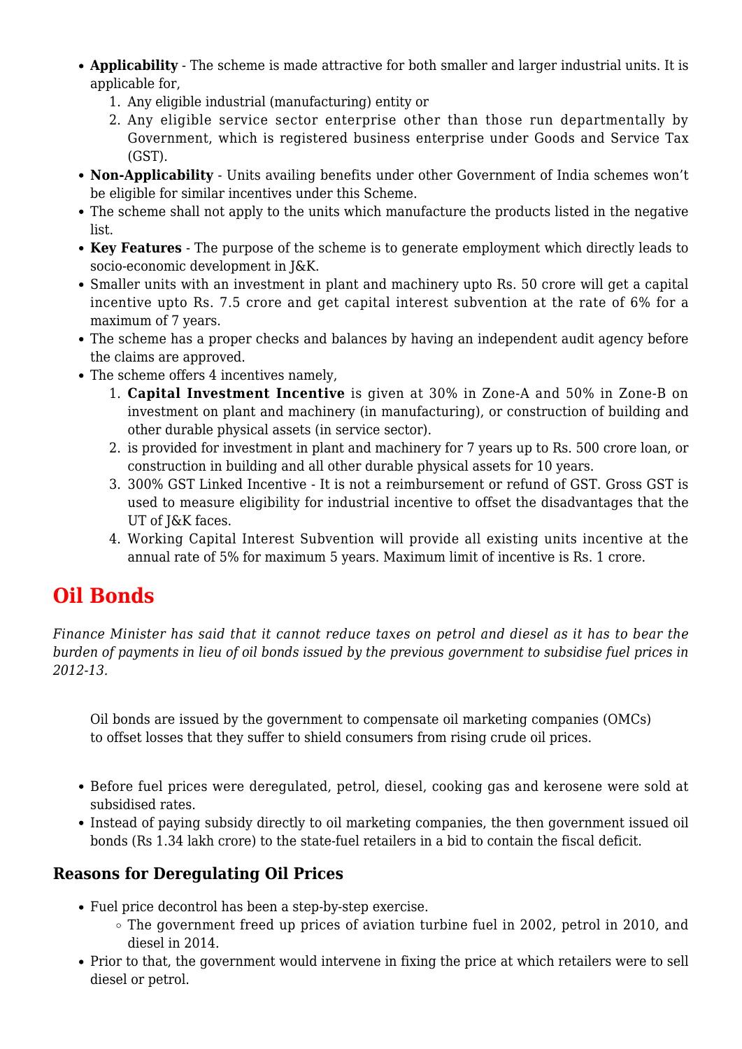- **Applicability** - The scheme is made attractive for both smaller and larger industrial units. It is applicable for,
    1. Any eligible industrial (manufacturing) entity or
    2. Any eligible service sector enterprise other than those run departmentally by Government, which is registered business enterprise under Goods and Service Tax (GST).
- **Non-Applicability** - Units availing benefits under other Government of India schemes won't be eligible for similar incentives under this Scheme.
- The scheme shall not apply to the units which manufacture the products listed in the negative list.
- **Key Features** - The purpose of the scheme is to generate employment which directly leads to socio-economic development in J&K.
- Smaller units with an investment in plant and machinery upto Rs. 50 crore will get a capital incentive upto Rs. 7.5 crore and get capital interest subvention at the rate of 6% for a maximum of 7 years.
- The scheme has a proper checks and balances by having an independent audit agency before the claims are approved.
- The scheme offers 4 incentives namely,
    1. **Capital Investment Incentive** is given at 30% in Zone-A and 50% in Zone-B on investment on plant and machinery (in manufacturing), or construction of building and other durable physical assets (in service sector).
    2. is provided for investment in plant and machinery for 7 years up to Rs. 500 crore loan, or construction in building and all other durable physical assets for 10 years.
    3. 300% GST Linked Incentive - It is not a reimbursement or refund of GST. Gross GST is used to measure eligibility for industrial incentive to offset the disadvantages that the UT of J&K faces.
    4. Working Capital Interest Subvention will provide all existing units incentive at the annual rate of 5% for maximum 5 years. Maximum limit of incentive is Rs. 1 crore.

# Oil Bonds

*Finance Minister has said that it cannot reduce taxes on petrol and diesel as it has to bear the burden of payments in lieu of oil bonds issued by the previous government to subsidise fuel prices in 2012-13.*

> Oil bonds are issued by the government to compensate oil marketing companies (OMCs) to offset losses that they suffer to shield consumers from rising crude oil prices.

- Before fuel prices were deregulated, petrol, diesel, cooking gas and kerosene were sold at subsidised rates.
- Instead of paying subsidy directly to oil marketing companies, the then government issued oil bonds (Rs 1.34 lakh crore) to the state-fuel retailers in a bid to contain the fiscal deficit.

### Reasons for Deregulating Oil Prices

- Fuel price decontrol has been a step-by-step exercise.
    - The government freed up prices of aviation turbine fuel in 2002, petrol in 2010, and diesel in 2014.
- Prior to that, the government would intervene in fixing the price at which retailers were to sell diesel or petrol.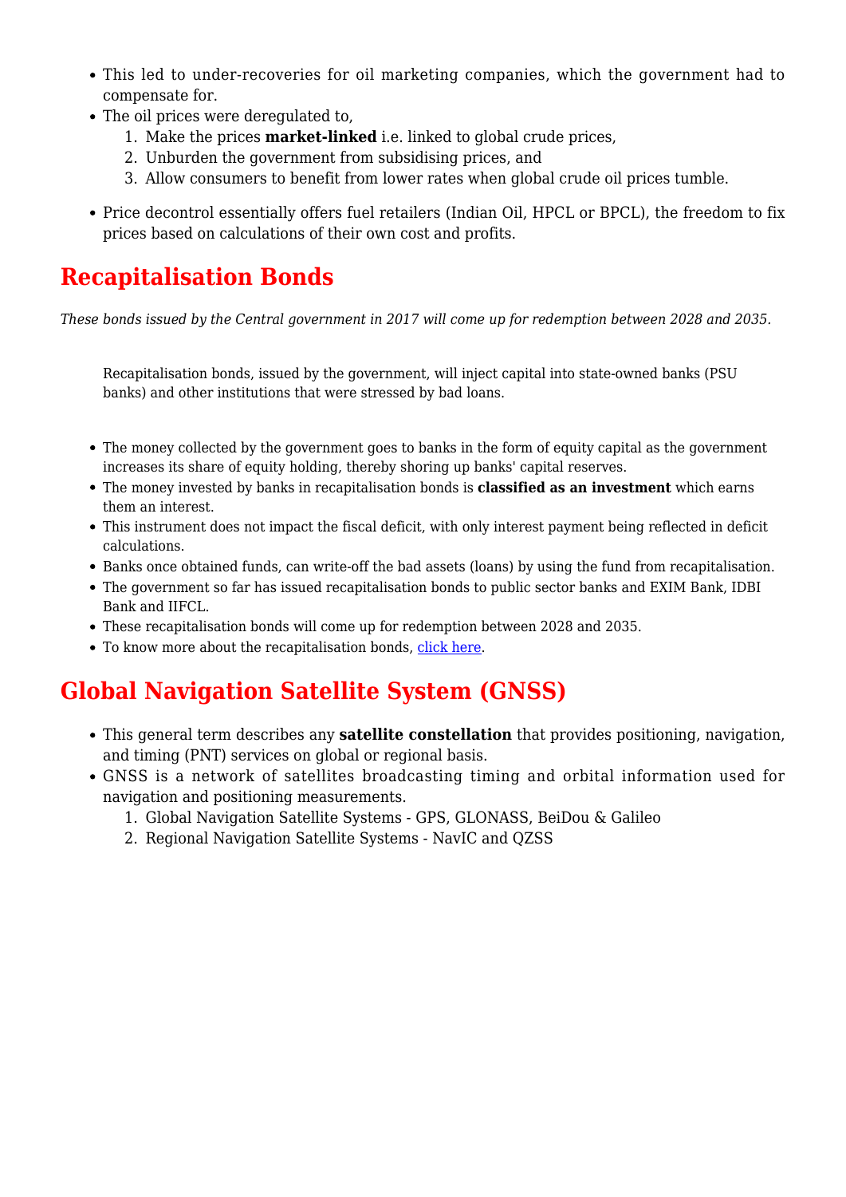- This led to under-recoveries for oil marketing companies, which the government had to compensate for.
- The oil prices were deregulated to,
  1. Make the prices **market-linked** i.e. linked to global crude prices,
  2. Unburden the government from subsidising prices, and
  3. Allow consumers to benefit from lower rates when global crude oil prices tumble.

- Price decontrol essentially offers fuel retailers (Indian Oil, HPCL or BPCL), the freedom to fix prices based on calculations of their own cost and profits.

## Recapitalisation Bonds

*These bonds issued by the Central government in 2017 will come up for redemption between 2028 and 2035.*

> Recapitalisation bonds, issued by the government, will inject capital into state-owned banks (PSU banks) and other institutions that were stressed by bad loans.

- The money collected by the government goes to banks in the form of equity capital as the government increases its share of equity holding, thereby shoring up banks' capital reserves.
- The money invested by banks in recapitalisation bonds is **classified as an investment** which earns them an interest.
- This instrument does not impact the fiscal deficit, with only interest payment being reflected in deficit calculations.
- Banks once obtained funds, can write-off the bad assets (loans) by using the fund from recapitalisation.
- The government so far has issued recapitalisation bonds to public sector banks and EXIM Bank, IDBI Bank and IIFCL.
- These recapitalisation bonds will come up for redemption between 2028 and 2035.
- To know more about the recapitalisation bonds, click here.

## Global Navigation Satellite System (GNSS)

- This general term describes any **satellite constellation** that provides positioning, navigation, and timing (PNT) services on global or regional basis.
- GNSS is a network of satellites broadcasting timing and orbital information used for navigation and positioning measurements.
  1. Global Navigation Satellite Systems - GPS, GLONASS, BeiDou & Galileo
  2. Regional Navigation Satellite Systems - NavIC and QZSS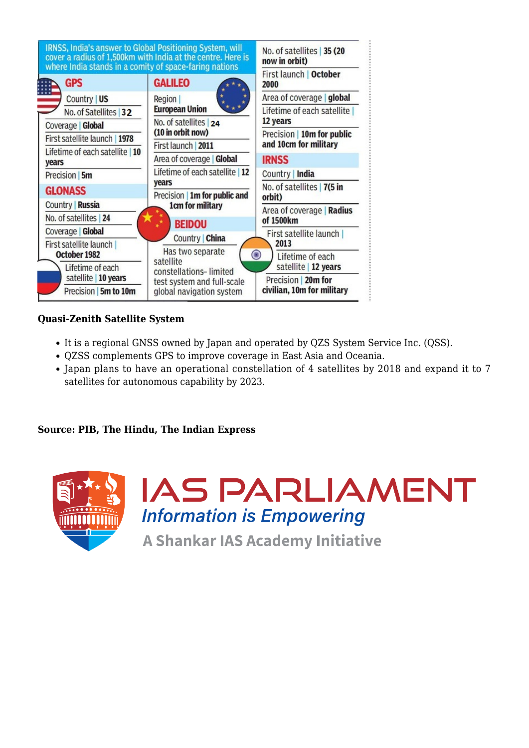IRNSS, India's answer to Global Positioning System, will cover a radius of 1,500km with India at the centre. Here is where India stands in a comity of space-faring nations

**GPS**

Country | **US**

No. of Satellites | **32**

Coverage | **Global**

First satellite launch | **1978**

Lifetime of each satellite | **10 years**

Precision | **5m**

**GLONASS**

Country | **Russia**

No. of satellites | **24**

Coverage | **Global**

First satellite launch | **October 1982**

Lifetime of each satellite | **10 years**

Precision | **5m to 10m**

**GALILEO**

Region | **European Union**

No. of satellites | **24 (10 in orbit now)**

First launch | **2011**

Area of coverage | **Global**

Lifetime of each satellite | **12 years**

Precision | **1m for public and 1cm for military**

**BEIDOU**

Country | **China**

Has two separate satellite constellations– limited test system and full-scale global navigation system

No. of satellites | **35 (20 now in orbit)**

First launch | **October 2000**

Area of coverage | **global**

Lifetime of each satellite | **12 years**

Precision | **10m for public and 10cm for military**

**IRNSS**

Country | **India**

No. of satellites | **7(5 in orbit)**

Area of coverage | **Radius of 1500km**

First satellite launch | **2013**

Lifetime of each satellite | **12 years**

Precision | **20m for civilian, 10m for military**

**Quasi-Zenith Satellite System**

- It is a regional GNSS owned by Japan and operated by QZS System Service Inc. (QSS).
- QZSS complements GPS to improve coverage in East Asia and Oceania.
- Japan plans to have an operational constellation of 4 satellites by 2018 and expand it to 7 satellites for autonomous capability by 2023.

**Source: PIB, The Hindu, The Indian Express**

IAS PARLIAMENT
*Information is Empowering*
A Shankar IAS Academy Initiative